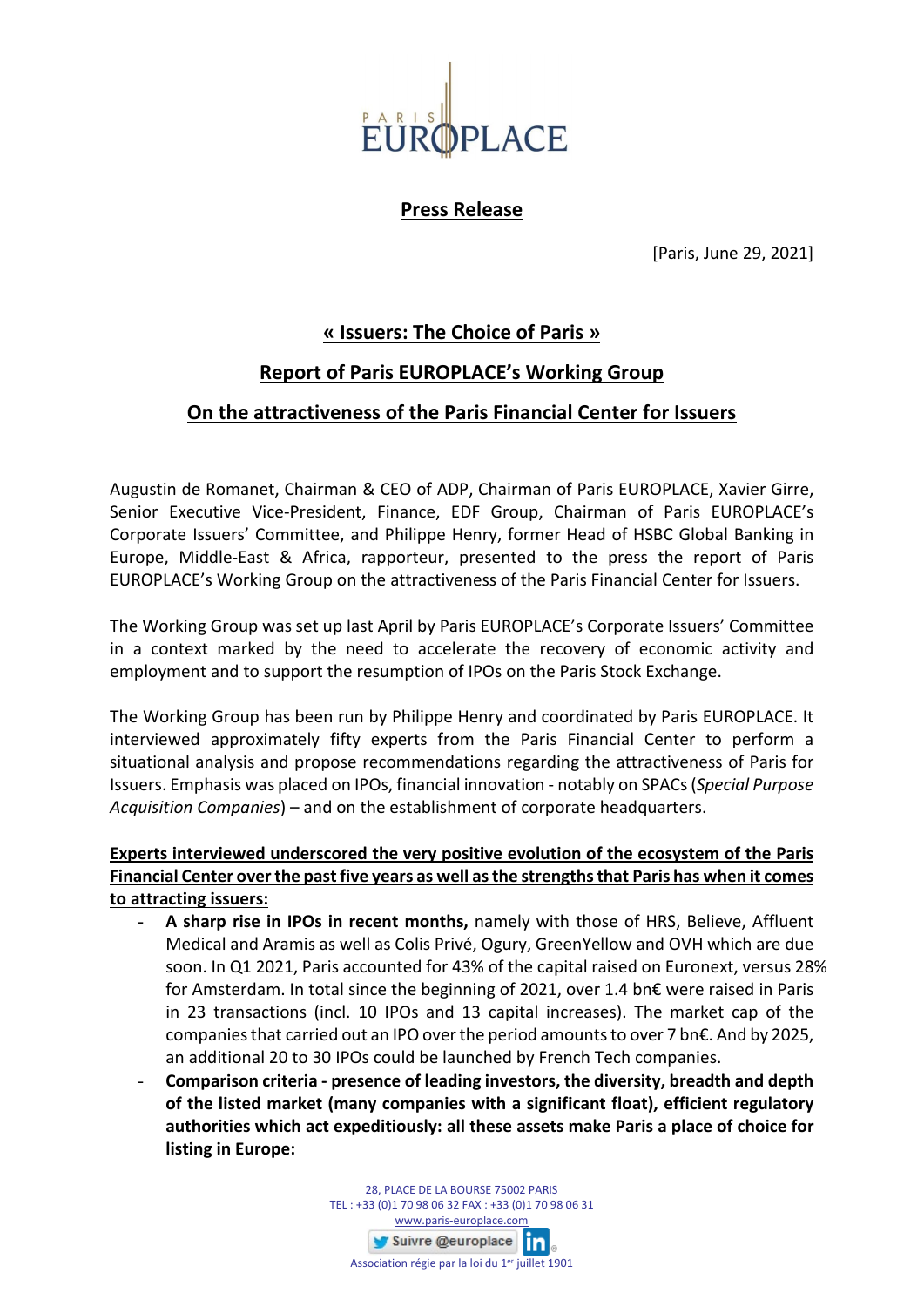PARIS EUROPLACE

## Press Release

[Paris, June 29, 2021]

# « Issuers: The Choice of Paris »

## Report of Paris EUROPLACE's Working Group

## On the attractiveness of the Paris Financial Center for Issuers

Augustin de Romanet, Chairman & CEO of ADP, Chairman of Paris EUROPLACE, Xavier Girre, Senior Executive Vice-President, Finance, EDF Group, Chairman of Paris EUROPLACE's Corporate Issuers' Committee, and Philippe Henry, former Head of HSBC Global Banking in Europe, Middle-East & Africa, rapporteur, presented to the press the report of Paris EUROPLACE's Working Group on the attractiveness of the Paris Financial Center for Issuers.

The Working Group was set up last April by Paris EUROPLACE's Corporate Issuers' Committee in a context marked by the need to accelerate the recovery of economic activity and employment and to support the resumption of IPOs on the Paris Stock Exchange.

The Working Group has been run by Philippe Henry and coordinated by Paris EUROPLACE. It interviewed approximately fifty experts from the Paris Financial Center to perform a situational analysis and propose recommendations regarding the attractiveness of Paris for Issuers. Emphasis was placed on IPOs, financial innovation - notably on SPACs (*Special Purpose Acquisition Companies*) – and on the establishment of corporate headquarters.

**Experts interviewed underscored the very positive evolution of the ecosystem of the Paris Financial Center over the past five years as well as the strengths that Paris has when it comes to attracting issuers:**

- **A sharp rise in IPOs in recent months,** namely with those of HRS, Believe, Affluent Medical and Aramis as well as Colis Privé, Ogury, GreenYellow and OVH which are due soon. In Q1 2021, Paris accounted for 43% of the capital raised on Euronext, versus 28% for Amsterdam. In total since the beginning of 2021, over 1.4 bn€ were raised in Paris in 23 transactions (incl. 10 IPOs and 13 capital increases). The market cap of the companies that carried out an IPO over the period amounts to over 7 bn€. And by 2025, an additional 20 to 30 IPOs could be launched by French Tech companies.
- **Comparison criteria - presence of leading investors, the diversity, breadth and depth of the listed market (many companies with a significant float), efficient regulatory authorities which act expeditiously: all these assets make Paris a place of choice for listing in Europe:**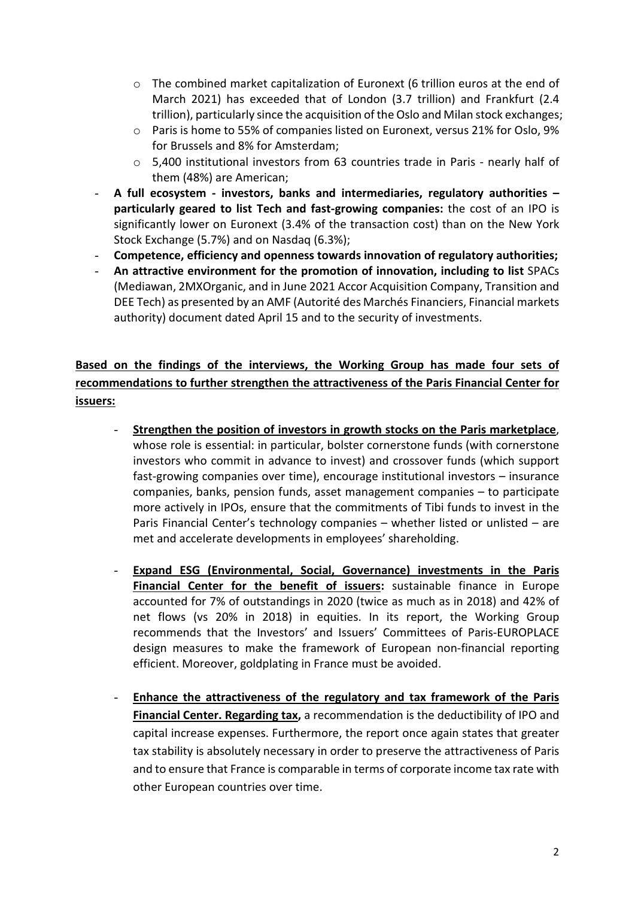- The combined market capitalization of Euronext (6 trillion euros at the end of March 2021) has exceeded that of London (3.7 trillion) and Frankfurt (2.4 trillion), particularly since the acquisition of the Oslo and Milan stock exchanges;
  - Paris is home to 55% of companies listed on Euronext, versus 21% for Oslo, 9% for Brussels and 8% for Amsterdam;
  - 5,400 institutional investors from 63 countries trade in Paris - nearly half of them (48%) are American;
- **A full ecosystem - investors, banks and intermediaries, regulatory authorities – particularly geared to list Tech and fast-growing companies:** the cost of an IPO is significantly lower on Euronext (3.4% of the transaction cost) than on the New York Stock Exchange (5.7%) and on Nasdaq (6.3%);
- **Competence, efficiency and openness towards innovation of regulatory authorities;**
- **An attractive environment for the promotion of innovation, including to list** SPACs (Mediawan, 2MXOrganic, and in June 2021 Accor Acquisition Company, Transition and DEE Tech) as presented by an AMF (Autorité des Marchés Financiers, Financial markets authority) document dated April 15 and to the security of investments.

**Based on the findings of the interviews, the Working Group has made four sets of recommendations to further strengthen the attractiveness of the Paris Financial Center for issuers:**

- **Strengthen the position of investors in growth stocks on the Paris marketplace**, whose role is essential: in particular, bolster cornerstone funds (with cornerstone investors who commit in advance to invest) and crossover funds (which support fast-growing companies over time), encourage institutional investors – insurance companies, banks, pension funds, asset management companies – to participate more actively in IPOs, ensure that the commitments of Tibi funds to invest in the Paris Financial Center's technology companies – whether listed or unlisted – are met and accelerate developments in employees' shareholding.

- **Expand ESG (Environmental, Social, Governance) investments in the Paris Financial Center for the benefit of issuers:** sustainable finance in Europe accounted for 7% of outstandings in 2020 (twice as much as in 2018) and 42% of net flows (vs 20% in 2018) in equities. In its report, the Working Group recommends that the Investors' and Issuers' Committees of Paris-EUROPLACE design measures to make the framework of European non-financial reporting efficient. Moreover, goldplating in France must be avoided.

- **Enhance the attractiveness of the regulatory and tax framework of the Paris Financial Center. Regarding tax,** a recommendation is the deductibility of IPO and capital increase expenses. Furthermore, the report once again states that greater tax stability is absolutely necessary in order to preserve the attractiveness of Paris and to ensure that France is comparable in terms of corporate income tax rate with other European countries over time.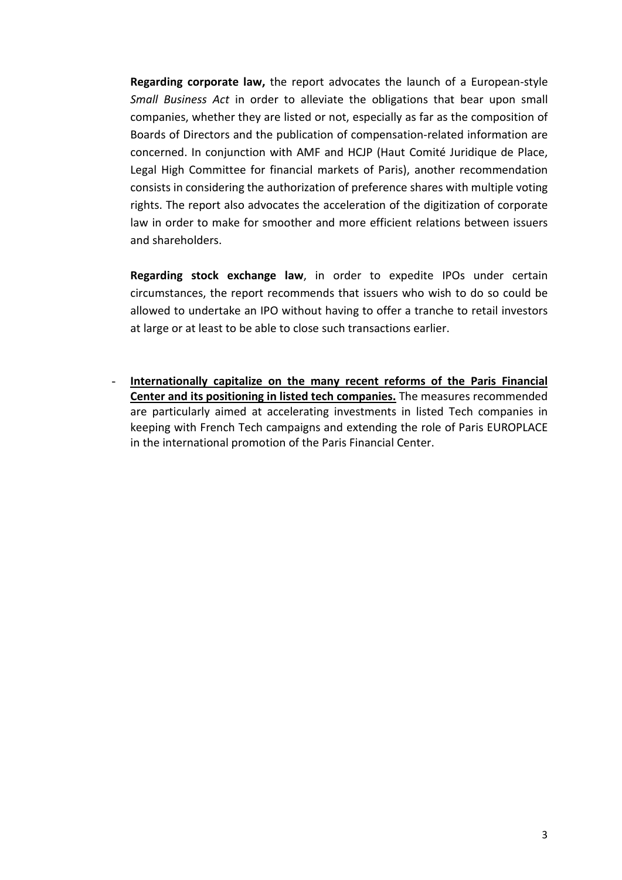**Regarding corporate law,** the report advocates the launch of a European-style *Small Business Act* in order to alleviate the obligations that bear upon small companies, whether they are listed or not, especially as far as the composition of Boards of Directors and the publication of compensation-related information are concerned. In conjunction with AMF and HCJP (Haut Comité Juridique de Place, Legal High Committee for financial markets of Paris), another recommendation consists in considering the authorization of preference shares with multiple voting rights. The report also advocates the acceleration of the digitization of corporate law in order to make for smoother and more efficient relations between issuers and shareholders.

**Regarding stock exchange law**, in order to expedite IPOs under certain circumstances, the report recommends that issuers who wish to do so could be allowed to undertake an IPO without having to offer a tranche to retail investors at large or at least to be able to close such transactions earlier.

- **Internationally capitalize on the many recent reforms of the Paris Financial Center and its positioning in listed tech companies.** The measures recommended are particularly aimed at accelerating investments in listed Tech companies in keeping with French Tech campaigns and extending the role of Paris EUROPLACE in the international promotion of the Paris Financial Center.